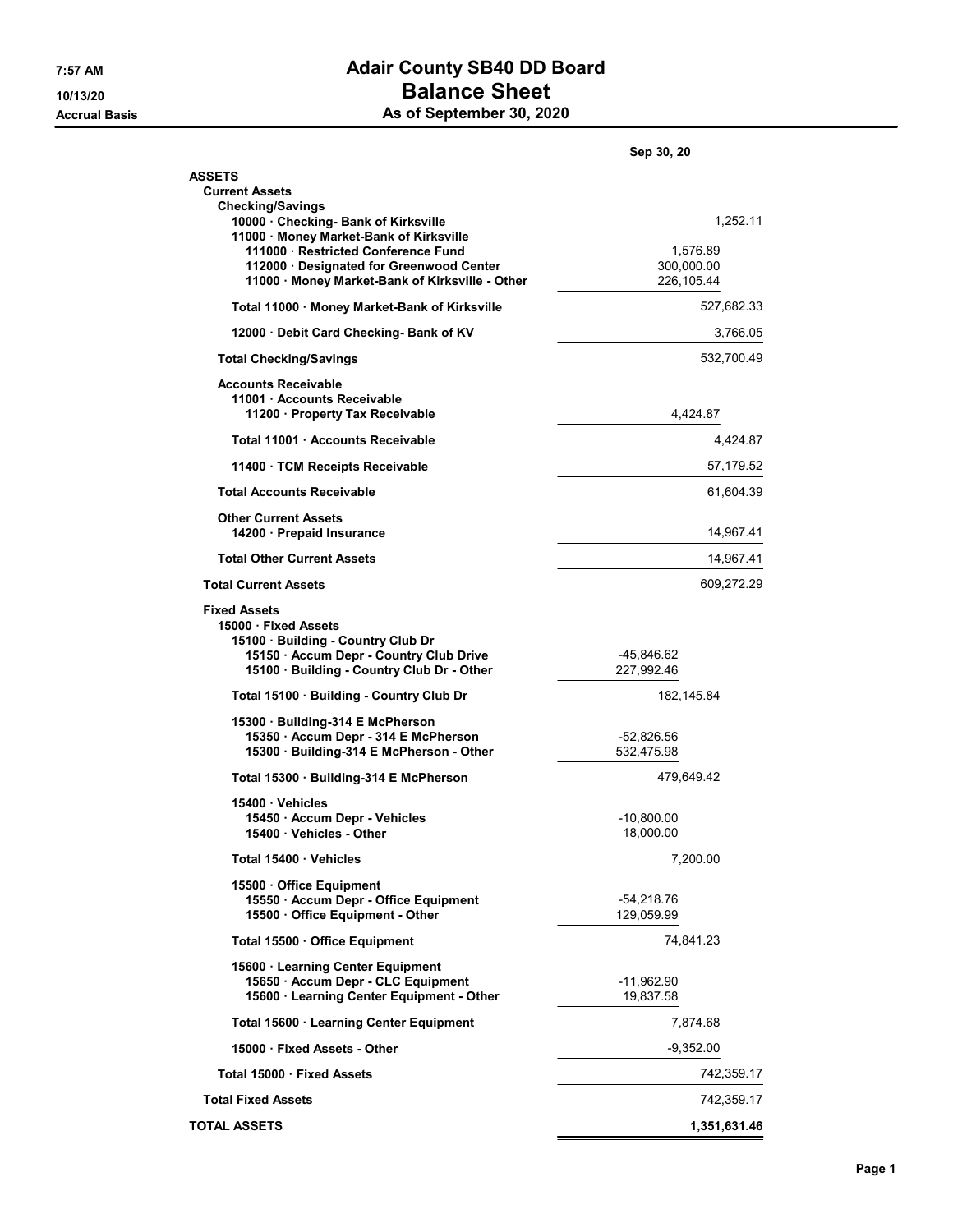# Adair County SB40 DD Board
## Balance Sheet
### As of September 30, 2020

7:57 AM
10/13/20
Accrual Basis

| | | Sep 30, 20 |
|---|---|---|
| **ASSETS** | | |
| **Current Assets** | | |
| **Checking/Savings** | | |
| 10000 · Checking- Bank of Kirksville | | 1,252.11 |
| 11000 · Money Market-Bank of Kirksville | | |
| 111000 · Restricted Conference Fund | 1,576.89 | |
| 112000 · Designated for Greenwood Center | 300,000.00 | |
| 11000 · Money Market-Bank of Kirksville - Other | 226,105.44 | |
| **Total 11000 · Money Market-Bank of Kirksville** | | 527,682.33 |
| 12000 · Debit Card Checking- Bank of KV | | 3,766.05 |
| **Total Checking/Savings** | | 532,700.49 |
| **Accounts Receivable** | | |
| 11001 · Accounts Receivable | | |
| 11200 · Property Tax Receivable | 4,424.87 | |
| **Total 11001 · Accounts Receivable** | | 4,424.87 |
| 11400 · TCM Receipts Receivable | | 57,179.52 |
| **Total Accounts Receivable** | | 61,604.39 |
| **Other Current Assets** | | |
| 14200 · Prepaid Insurance | | 14,967.41 |
| **Total Other Current Assets** | | 14,967.41 |
| **Total Current Assets** | | 609,272.29 |
| **Fixed Assets** | | |
| 15000 · Fixed Assets | | |
| 15100 · Building - Country Club Dr | | |
| 15150 · Accum Depr - Country Club Drive | -45,846.62 | |
| 15100 · Building - Country Club Dr - Other | 227,992.46 | |
| **Total 15100 · Building - Country Club Dr** | 182,145.84 | |
| 15300 · Building-314 E McPherson | | |
| 15350 · Accum Depr - 314 E McPherson | -52,826.56 | |
| 15300 · Building-314 E McPherson - Other | 532,475.98 | |
| **Total 15300 · Building-314 E McPherson** | 479,649.42 | |
| 15400 · Vehicles | | |
| 15450 · Accum Depr - Vehicles | -10,800.00 | |
| 15400 · Vehicles - Other | 18,000.00 | |
| **Total 15400 · Vehicles** | 7,200.00 | |
| 15500 · Office Equipment | | |
| 15550 · Accum Depr - Office Equipment | -54,218.76 | |
| 15500 · Office Equipment - Other | 129,059.99 | |
| **Total 15500 · Office Equipment** | 74,841.23 | |
| 15600 · Learning Center Equipment | | |
| 15650 · Accum Depr - CLC Equipment | -11,962.90 | |
| 15600 · Learning Center Equipment - Other | 19,837.58 | |
| **Total 15600 · Learning Center Equipment** | 7,874.68 | |
| 15000 · Fixed Assets - Other | -9,352.00 | |
| **Total 15000 · Fixed Assets** | | 742,359.17 |
| **Total Fixed Assets** | | 742,359.17 |
| **TOTAL ASSETS** | | **1,351,631.46** |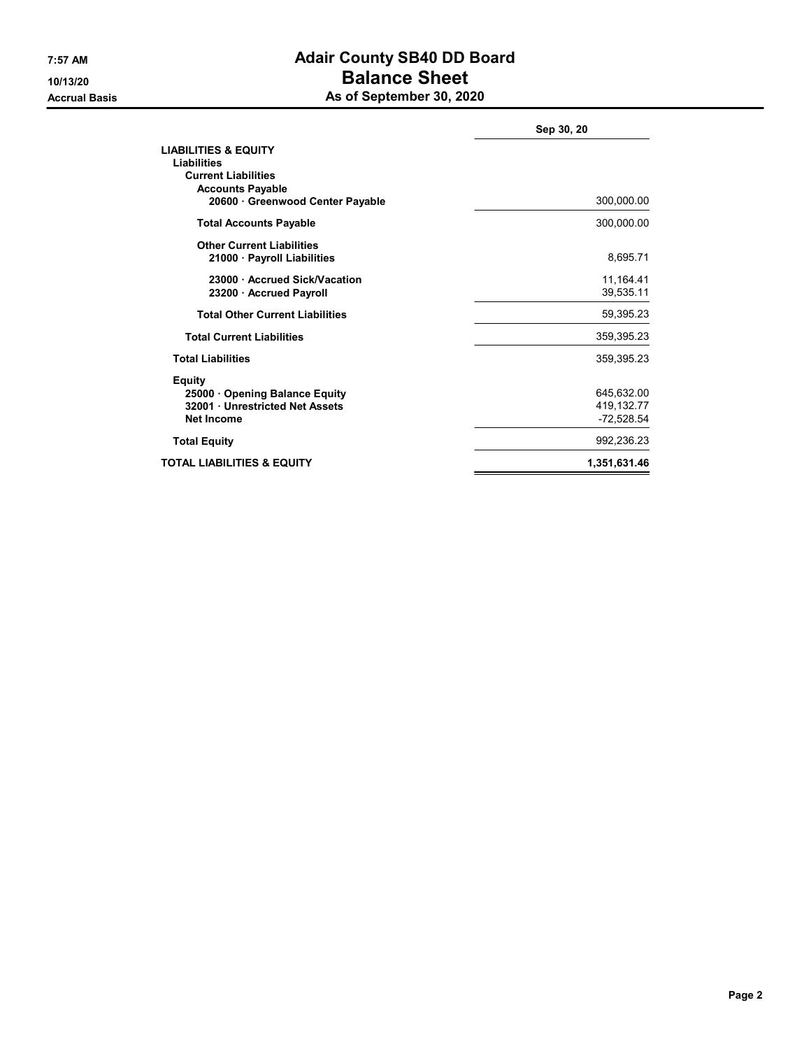# Adair County SB40 DD Board

## Balance Sheet

### As of September 30, 2020

7:57 AM
10/13/20
Accrual Basis

| | Sep 30, 20 |
|---|---|
| **LIABILITIES & EQUITY** | |
| **Liabilities** | |
| **Current Liabilities** | |
| **Accounts Payable** | |
| **20600 · Greenwood Center Payable** | 300,000.00 |
| **Total Accounts Payable** | 300,000.00 |
| **Other Current Liabilities** | |
| **21000 · Payroll Liabilities** | 8,695.71 |
| **23000 · Accrued Sick/Vacation** | 11,164.41 |
| **23200 · Accrued Payroll** | 39,535.11 |
| **Total Other Current Liabilities** | 59,395.23 |
| **Total Current Liabilities** | 359,395.23 |
| **Total Liabilities** | 359,395.23 |
| **Equity** | |
| **25000 · Opening Balance Equity** | 645,632.00 |
| **32001 · Unrestricted Net Assets** | 419,132.77 |
| **Net Income** | -72,528.54 |
| **Total Equity** | 992,236.23 |
| **TOTAL LIABILITIES & EQUITY** | **1,351,631.46** |